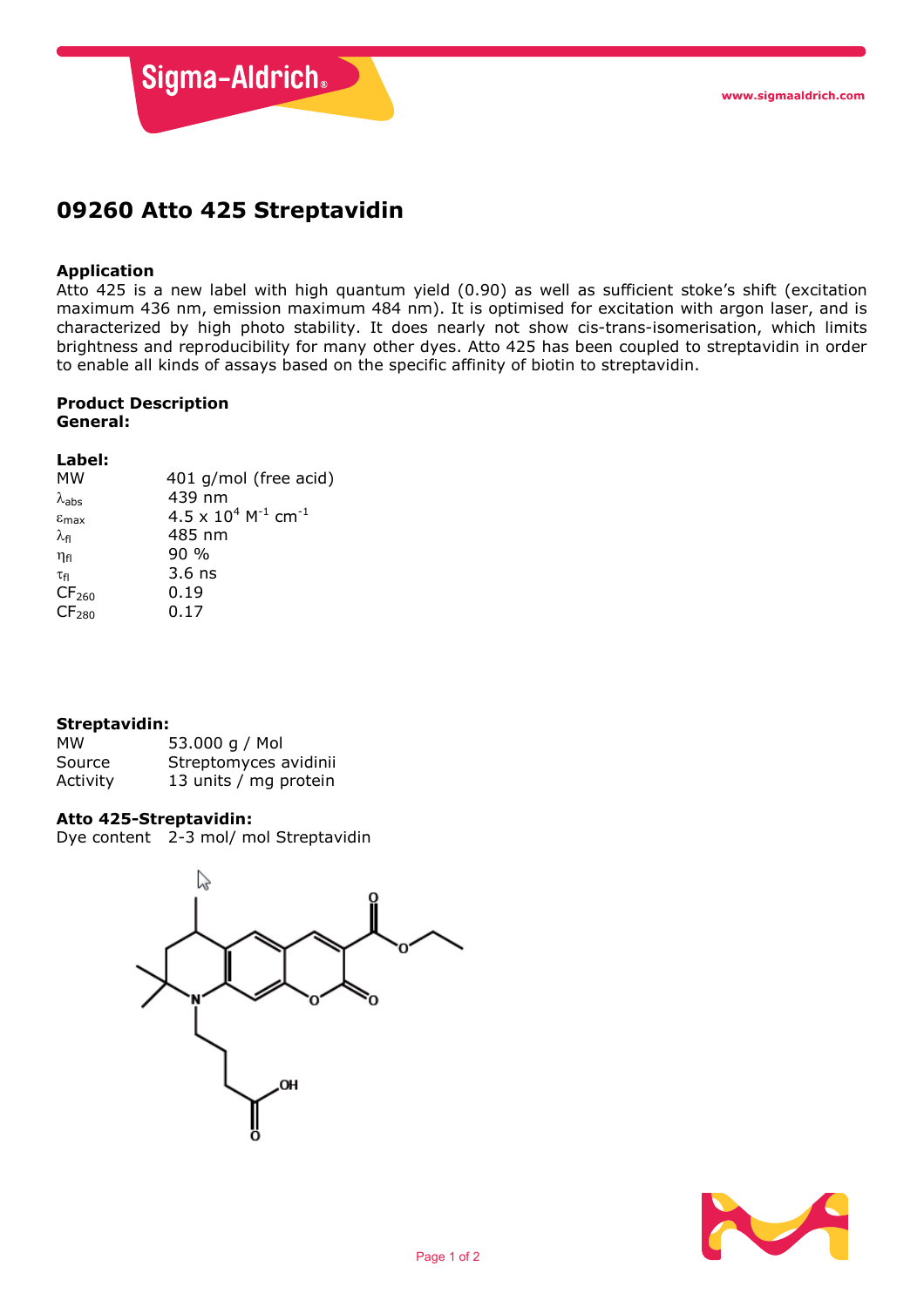# 09260 Atto 425 Streptavidin

### Application

Atto 425 is a new label with high quantum yield (0.90) as well as sufficient stoke's shift (excitation maximum 436 nm, emission maximum 484 nm). It is optimised for excitation with argon laser, and is characterized by high photo stability. It does nearly not show cis-trans-isomerisation, which limits brightness and reproducibility for many other dyes. Atto 425 has been coupled to streptavidin in order to enable all kinds of assays based on the specific affinity of biotin to streptavidin.

### Product Description

**General:**

**Label:**

| | |
|---|---|
| MW | 401 g/mol (free acid) |
| $\lambda_{abs}$ | 439 nm |
| $\varepsilon_{max}$ | 4.5 x $10^4$ $M^{-1}$ $cm^{-1}$ |
| $\lambda_{fl}$ | 485 nm |
| $\eta_{fl}$ | 90 % |
| $\tau_{fl}$ | 3.6 ns |
| $CF_{260}$ | 0.19 |
| $CF_{280}$ | 0.17 |

**Streptavidin:**

| | |
|---|---|
| MW | 53.000 g / Mol |
| Source | Streptomyces avidinii |
| Activity | 13 units / mg protein |

**Atto 425-Streptavidin:**

Dye content 2-3 mol/ mol Streptavidin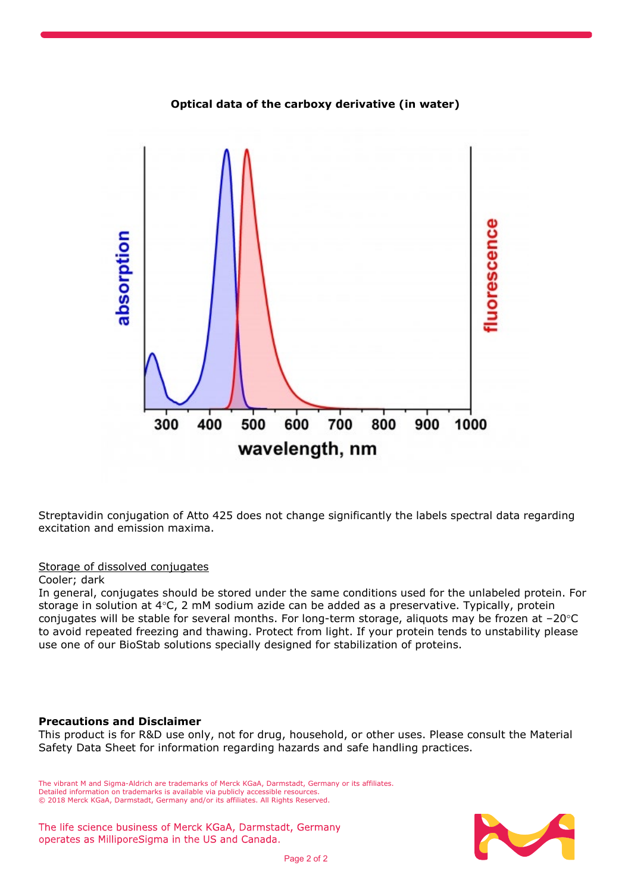**Optical data of the carboxy derivative (in water)**

absorption

fluorescence

300 400 500 600 700 800 900 1000

wavelength, nm

Streptavidin conjugation of Atto 425 does not change significantly the labels spectral data regarding excitation and emission maxima.

Storage of dissolved conjugates

Cooler; dark

In general, conjugates should be stored under the same conditions used for the unlabeled protein. For storage in solution at 4°C, 2 mM sodium azide can be added as a preservative. Typically, protein conjugates will be stable for several months. For long-term storage, aliquots may be frozen at −20°C to avoid repeated freezing and thawing. Protect from light. If your protein tends to unstability please use one of our BioStab solutions specially designed for stabilization of proteins.

**Precautions and Disclaimer**

This product is for R&D use only, not for drug, household, or other uses. Please consult the Material Safety Data Sheet for information regarding hazards and safe handling practices.

The vibrant M and Sigma-Aldrich are trademarks of Merck KGaA, Darmstadt, Germany or its affiliates.
Detailed information on trademarks is available via publicly accessible resources.
© 2018 Merck KGaA, Darmstadt, Germany and/or its affiliates. All Rights Reserved.

The life science business of Merck KGaA, Darmstadt, Germany operates as MilliporeSigma in the US and Canada.